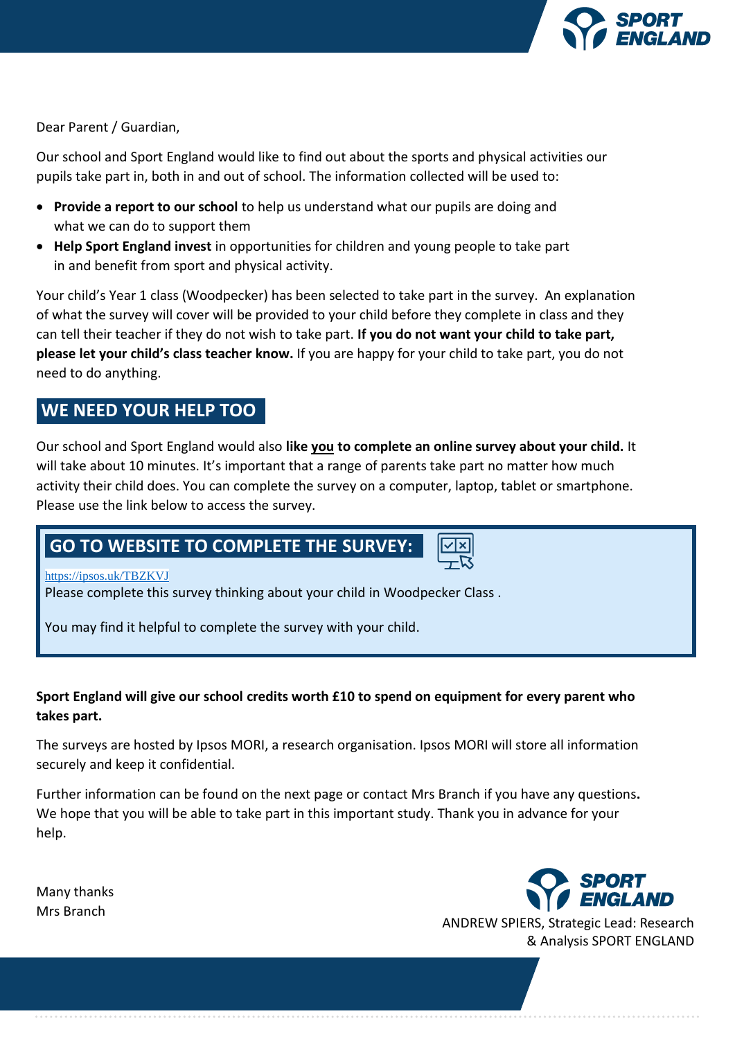Dear Parent / Guardian,

Our school and Sport England would like to find out about the sports and physical activities our pupils take part in, both in and out of school. The information collected will be used to:

- **Provide a report to our school** to help us understand what our pupils are doing and what we can do to support them
- **Help Sport England invest** in opportunities for children and young people to take part in and benefit from sport and physical activity.

Your child's Year 1 class (Woodpecker) has been selected to take part in the survey. An explanation of what the survey will cover will be provided to your child before they complete in class and they can tell their teacher if they do not wish to take part. **If you do not want your child to take part, please let your child's class teacher know.** If you are happy for your child to take part, you do not need to do anything.

## WE NEED YOUR HELP TOO

Our school and Sport England would also **like <u>you</u> to complete an online survey about your child.** It will take about 10 minutes. It's important that a range of parents take part no matter how much activity their child does. You can complete the survey on a computer, laptop, tablet or smartphone. Please use the link below to access the survey.

## GO TO WEBSITE TO COMPLETE THE SURVEY:

https://ipsos.uk/TBZKVJ

Please complete this survey thinking about your child in Woodpecker Class .

You may find it helpful to complete the survey with your child.

**Sport England will give our school credits worth £10 to spend on equipment for every parent who takes part.**

The surveys are hosted by Ipsos MORI, a research organisation. Ipsos MORI will store all information securely and keep it confidential.

Further information can be found on the next page or contact Mrs Branch if you have any questions**.** We hope that you will be able to take part in this important study. Thank you in advance for your help.

Many thanks
Mrs Branch

ANDREW SPIERS, Strategic Lead: Research & Analysis SPORT ENGLAND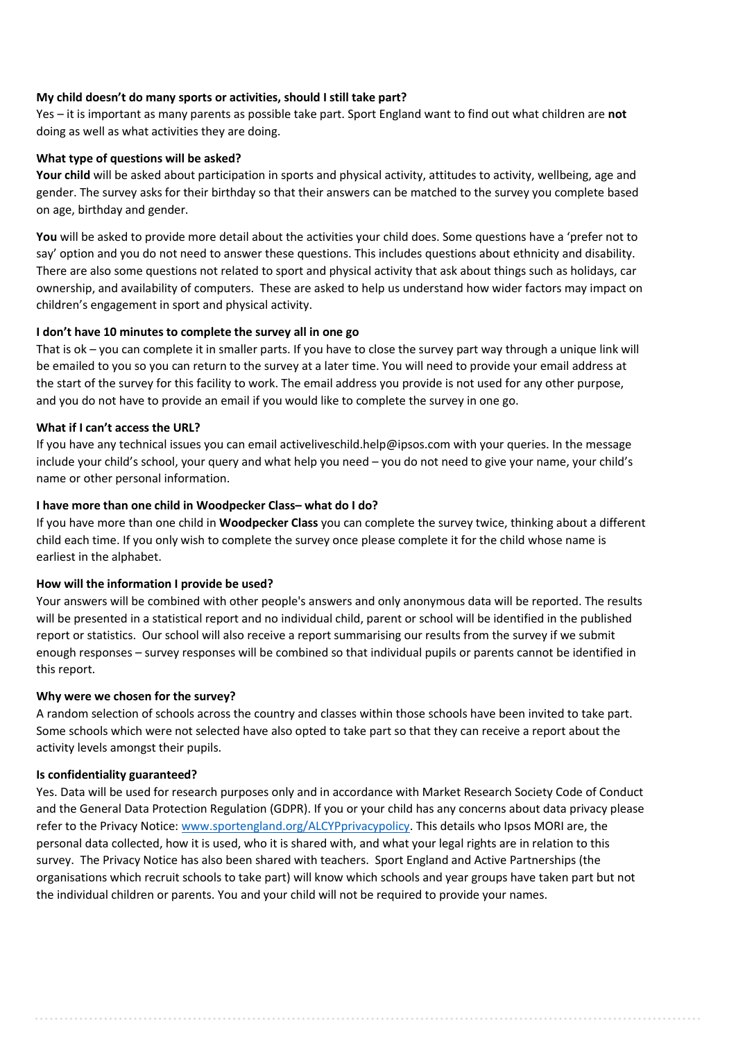**My child doesn't do many sports or activities, should I still take part?**

Yes – it is important as many parents as possible take part. Sport England want to find out what children are **not** doing as well as what activities they are doing.

**What type of questions will be asked?**

**Your child** will be asked about participation in sports and physical activity, attitudes to activity, wellbeing, age and gender. The survey asks for their birthday so that their answers can be matched to the survey you complete based on age, birthday and gender.

**You** will be asked to provide more detail about the activities your child does. Some questions have a 'prefer not to say' option and you do not need to answer these questions. This includes questions about ethnicity and disability. There are also some questions not related to sport and physical activity that ask about things such as holidays, car ownership, and availability of computers. These are asked to help us understand how wider factors may impact on children's engagement in sport and physical activity.

**I don't have 10 minutes to complete the survey all in one go**

That is ok – you can complete it in smaller parts. If you have to close the survey part way through a unique link will be emailed to you so you can return to the survey at a later time. You will need to provide your email address at the start of the survey for this facility to work. The email address you provide is not used for any other purpose, and you do not have to provide an email if you would like to complete the survey in one go.

**What if I can't access the URL?**

If you have any technical issues you can email activeliveschild.help@ipsos.com with your queries. In the message include your child's school, your query and what help you need – you do not need to give your name, your child's name or other personal information.

**I have more than one child in Woodpecker Class– what do I do?**

If you have more than one child in **Woodpecker Class** you can complete the survey twice, thinking about a different child each time. If you only wish to complete the survey once please complete it for the child whose name is earliest in the alphabet.

**How will the information I provide be used?**

Your answers will be combined with other people's answers and only anonymous data will be reported. The results will be presented in a statistical report and no individual child, parent or school will be identified in the published report or statistics. Our school will also receive a report summarising our results from the survey if we submit enough responses – survey responses will be combined so that individual pupils or parents cannot be identified in this report.

**Why were we chosen for the survey?**

A random selection of schools across the country and classes within those schools have been invited to take part. Some schools which were not selected have also opted to take part so that they can receive a report about the activity levels amongst their pupils.

**Is confidentiality guaranteed?**

Yes. Data will be used for research purposes only and in accordance with Market Research Society Code of Conduct and the General Data Protection Regulation (GDPR). If you or your child has any concerns about data privacy please refer to the Privacy Notice: [www.sportengland.org/ALCYPprivacypolicy](http://www.sportengland.org/ALCYPprivacypolicy). This details who Ipsos MORI are, the personal data collected, how it is used, who it is shared with, and what your legal rights are in relation to this survey. The Privacy Notice has also been shared with teachers. Sport England and Active Partnerships (the organisations which recruit schools to take part) will know which schools and year groups have taken part but not the individual children or parents. You and your child will not be required to provide your names.